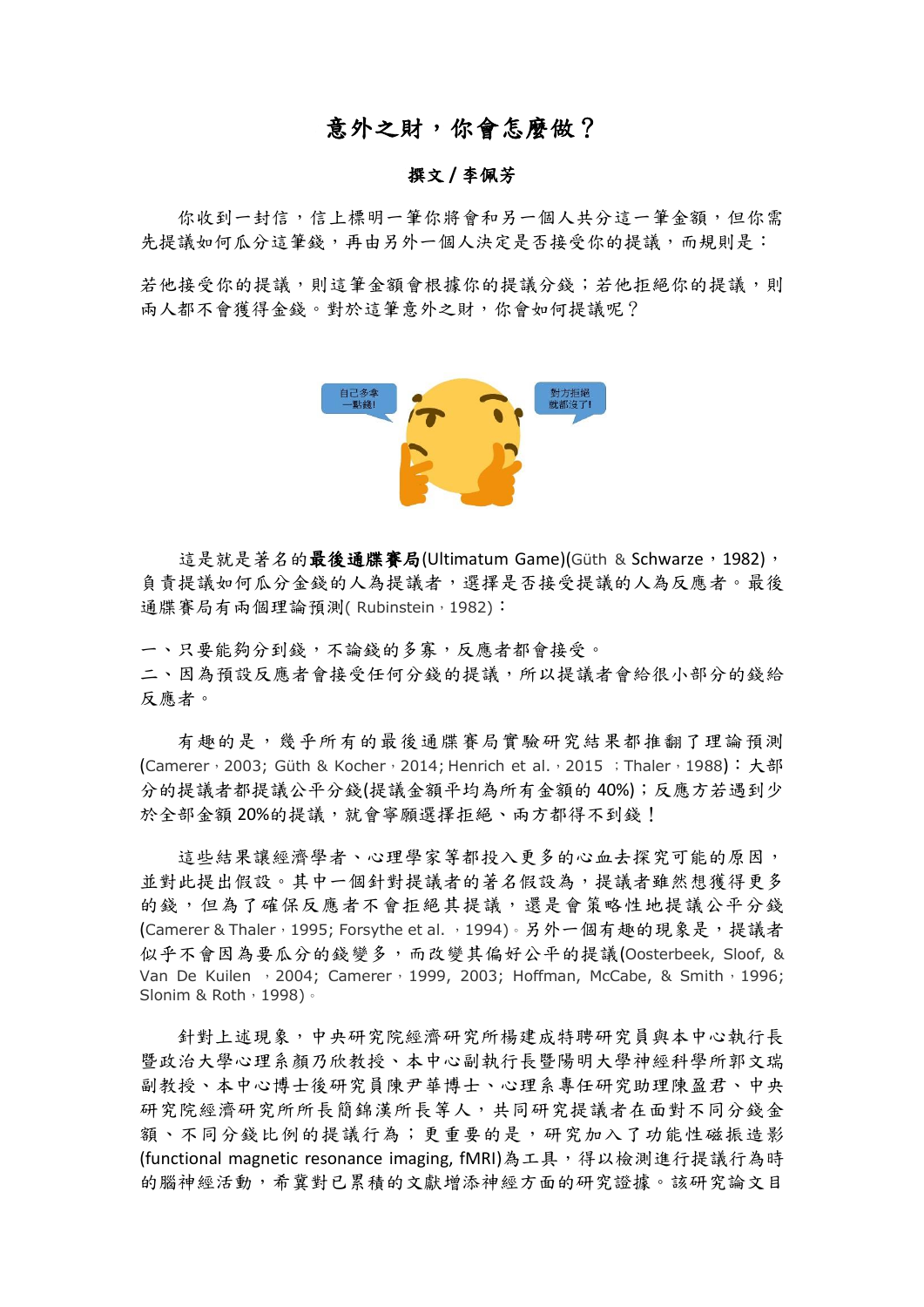# 意外之財，你會怎麼做？

**撰文 / 李佩芳**

你收到一封信，信上標明一筆你將會和另一個人共分這一筆金額，但你需先提議如何瓜分這筆錢，再由另外一個人決定是否接受你的提議，而規則是：

若他接受你的提議，則這筆金額會根據你的提議分錢；若他拒絕你的提議，則兩人都不會獲得金錢。對於這筆意外之財，你會如何提議呢？

這是就是著名的**最後通牒賽局**(Ultimatum Game)(Güth & Schwarze，1982)，負責提議如何瓜分金錢的人為提議者，選擇是否接受提議的人為反應者。最後通牒賽局有兩個理論預測( Rubinstein，1982)：

一、只要能夠分到錢，不論錢的多寡，反應者都會接受。
二、因為預設反應者會接受任何分錢的提議，所以提議者會給很小部分的錢給反應者。

有趣的是，幾乎所有的最後通牒賽局實驗研究結果都推翻了理論預測(Camerer，2003; Güth & Kocher，2014; Henrich et al.，2015 ；Thaler，1988)：大部分的提議者都提議公平分錢(提議金額平均為所有金額的 40%)；反應方若遇到少於全部金額 20%的提議，就會寧願選擇拒絕、兩方都得不到錢！

這些結果讓經濟學者、心理學家等都投入更多的心血去探究可能的原因，並對此提出假設。其中一個針對提議者的著名假設為，提議者雖然想獲得更多的錢，但為了確保反應者不會拒絕其提議，還是會策略性地提議公平分錢(Camerer & Thaler，1995; Forsythe et al. ，1994)。另外一個有趣的現象是，提議者似乎不會因為要瓜分的錢變多，而改變其偏好公平的提議(Oosterbeek, Sloof, & Van De Kuilen ，2004; Camerer，1999, 2003; Hoffman, McCabe, & Smith，1996; Slonim & Roth，1998)。

針對上述現象，中央研究院經濟研究所楊建成特聘研究員與本中心執行長暨政治大學心理系顏乃欣教授、本中心副執行長暨陽明大學神經科學所郭文瑞副教授、本中心博士後研究員陳尹華博士、心理系專任研究助理陳盈君、中央研究院經濟研究所所長簡錦漢所長等人，共同研究提議者在面對不同分錢金額、不同分錢比例的提議行為；更重要的是，研究加入了功能性磁振造影(functional magnetic resonance imaging, fMRI)為工具，得以檢測進行提議行為時的腦神經活動，希冀對已累積的文獻增添神經方面的研究證據。該研究論文目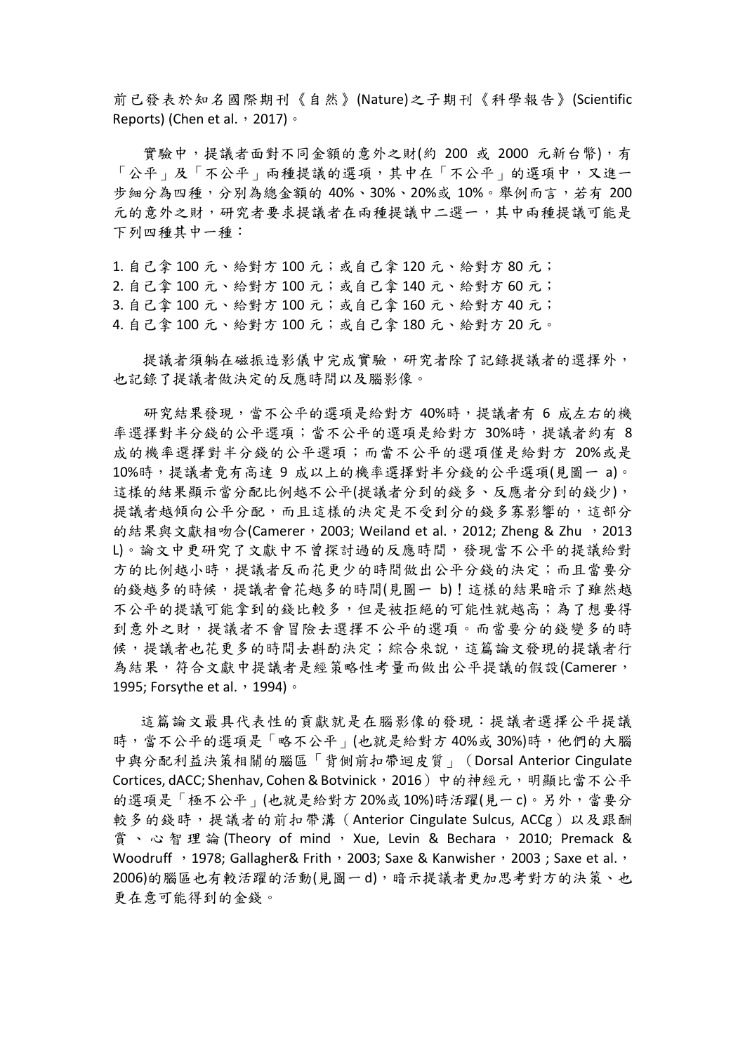前已發表於知名國際期刊《自然》(Nature)之子期刊《科學報告》(Scientific Reports) (Chen et al.，2017)。

實驗中，提議者面對不同金額的意外之財(約 200 或 2000 元新台幣)，有「公平」及「不公平」兩種提議的選項，其中在「不公平」的選項中，又進一步細分為四種，分別為總金額的 40%、30%、20%或 10%。舉例而言，若有 200 元的意外之財，研究者要求提議者在兩種提議中二選一，其中兩種提議可能是下列四種其中一種：

1. 自己拿 100 元、給對方 100 元；或自己拿 120 元、給對方 80 元；
2. 自己拿 100 元、給對方 100 元；或自己拿 140 元、給對方 60 元；
3. 自己拿 100 元、給對方 100 元；或自己拿 160 元、給對方 40 元；
4. 自己拿 100 元、給對方 100 元；或自己拿 180 元、給對方 20 元。

提議者須躺在磁振造影儀中完成實驗，研究者除了記錄提議者的選擇外，也記錄了提議者做決定的反應時間以及腦影像。

研究結果發現，當不公平的選項是給對方 40%時，提議者有 6 成左右的機率選擇對半分錢的公平選項；當不公平的選項是給對方 30%時，提議者約有 8 成的機率選擇對半分錢的公平選項；而當不公平的選項僅是給對方 20%或是 10%時，提議者竟有高達 9 成以上的機率選擇對半分錢的公平選項(見圖一 a)。這樣的結果顯示當分配比例越不公平(提議者分到的錢多、反應者分到的錢少)，提議者越傾向公平分配，而且這樣的決定是不受到分的錢多寡影響的，這部分的結果與文獻相吻合(Camerer，2003; Weiland et al.，2012; Zheng & Zhu ，2013 L)。論文中更研究了文獻中不曾探討過的反應時間，發現當不公平的提議給對方的比例越小時，提議者反而花更少的時間做出公平分錢的決定；而且當要分的錢越多的時候，提議者會花越多的時間(見圖一 b)！這樣的結果暗示了雖然越不公平的提議可能拿到的錢比較多，但是被拒絕的可能性就越高；為了想要得到意外之財，提議者不會冒險去選擇不公平的選項。而當要分的錢變多的時候，提議者也花更多的時間去斟酌決定；綜合來說，這篇論文發現的提議者行為結果，符合文獻中提議者是經策略性考量而做出公平提議的假設(Camerer，1995; Forsythe et al.，1994)。

這篇論文最具代表性的貢獻就是在腦影像的發現：提議者選擇公平提議時，當不公平的選項是「略不公平」(也就是給對方 40%或 30%)時，他們的大腦中與分配利益決策相關的腦區「背側前扣帶迴皮質」（Dorsal Anterior Cingulate Cortices, dACC; Shenhav, Cohen & Botvinick，2016）中的神經元，明顯比當不公平的選項是「極不公平」(也就是給對方 20%或 10%)時活躍(見一 c)。另外，當要分較多的錢時，提議者的前扣帶溝（Anterior Cingulate Sulcus, ACCg）以及跟酬賞、心智理論(Theory of mind，Xue, Levin & Bechara，2010; Premack & Woodruff ，1978; Gallagher& Frith，2003; Saxe & Kanwisher，2003 ; Saxe et al.，2006)的腦區也有較活躍的活動(見圖一 d)，暗示提議者更加思考對方的決策、也更在意可能得到的金錢。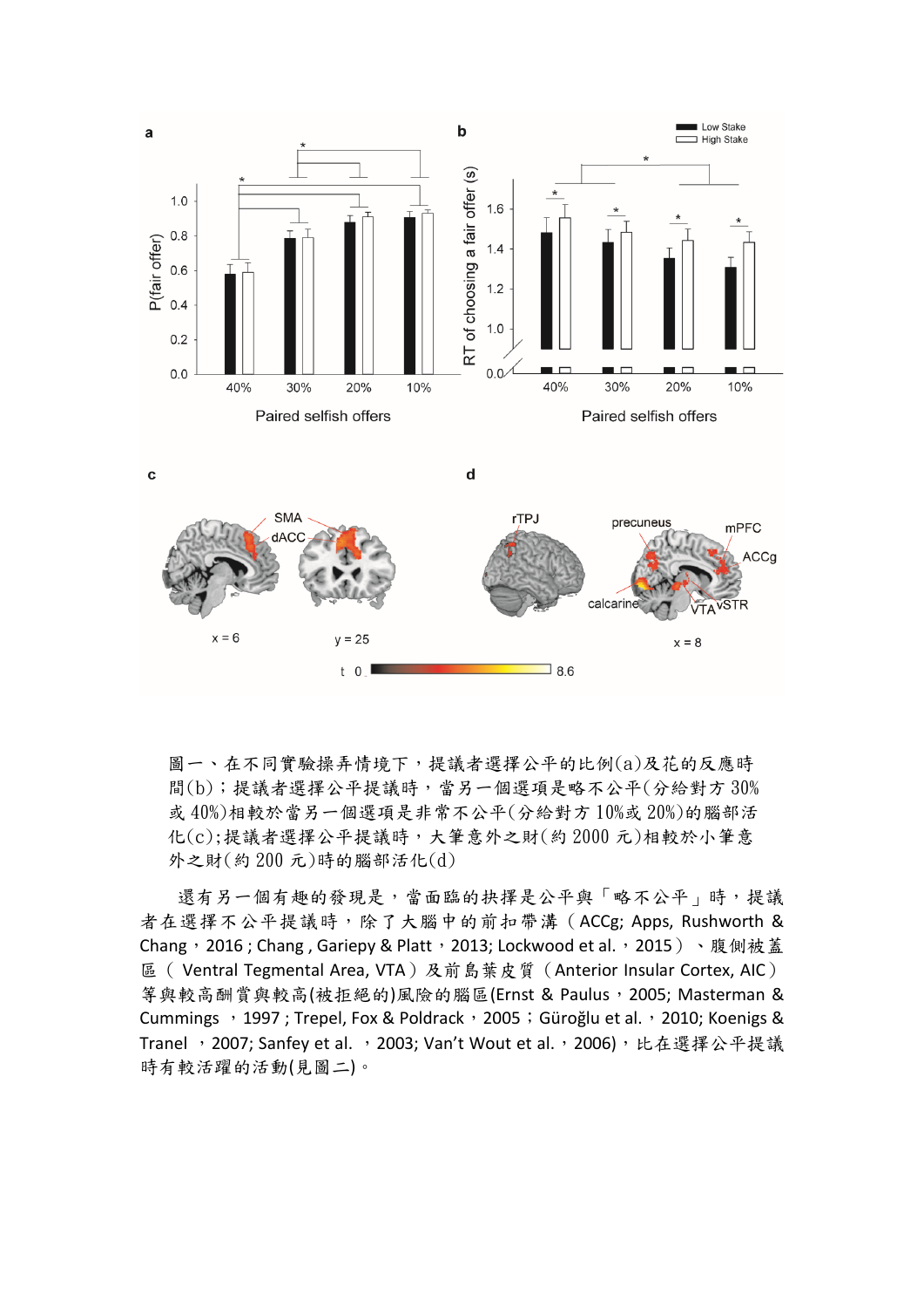圖一、在不同實驗操弄情境下，提議者選擇公平的比例(a)及花的反應時間(b)；提議者選擇公平提議時，當另一個選項是略不公平(分給對方 30%或 40%)相較於當另一個選項是非常不公平(分給對方 10%或 20%)的腦部活化(c);提議者選擇公平提議時，大筆意外之財(約 2000 元)相較於小筆意外之財(約 200 元)時的腦部活化(d)

還有另一個有趣的發現是，當面臨的抉擇是公平與「略不公平」時，提議者在選擇不公平提議時，除了大腦中的前扣帶溝（ACCg; Apps, Rushworth & Chang，2016 ; Chang , Gariepy & Platt，2013; Lockwood et al.，2015）、腹側被蓋區（ Ventral Tegmental Area, VTA）及前島葉皮質（Anterior Insular Cortex, AIC）等與較高酬賞與較高(被拒絕的)風險的腦區(Ernst & Paulus，2005; Masterman & Cummings ，1997 ; Trepel, Fox & Poldrack，2005；Güroğlu et al.，2010; Koenigs & Tranel ，2007; Sanfey et al. ，2003; Van't Wout et al.，2006)，比在選擇公平提議時有較活躍的活動(見圖二)。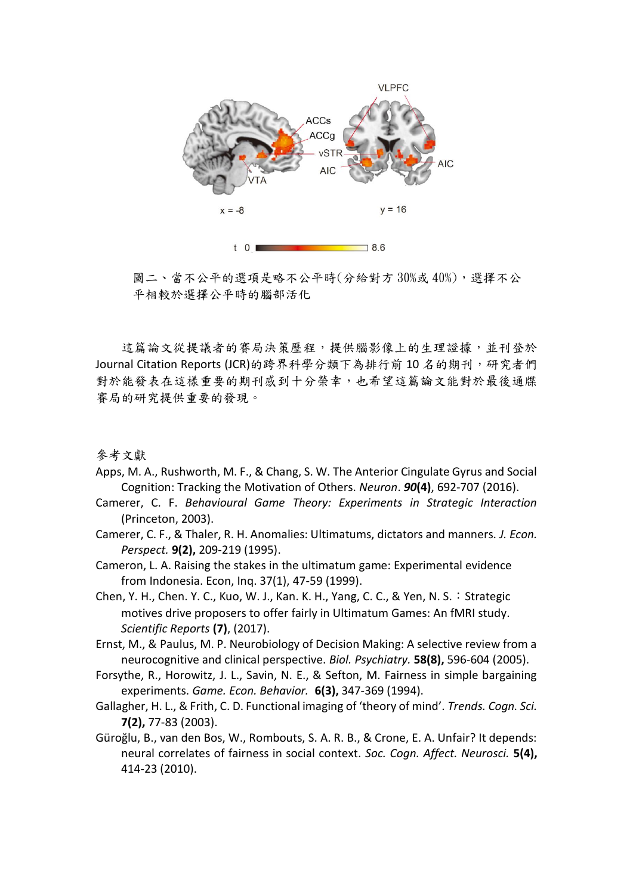圖二、當不公平的選項是略不公平時(分給對方 30%或 40%)，選擇不公平相較於選擇公平時的腦部活化

這篇論文從提議者的賽局決策歷程，提供腦影像上的生理證據，並刊登於 Journal Citation Reports (JCR)的跨界科學分類下為排行前 10 名的期刊，研究者們對於能發表在這樣重要的期刊感到十分榮幸，也希望這篇論文能對於最後通牒賽局的研究提供重要的發現。

參考文獻

Apps, M. A., Rushworth, M. F., & Chang, S. W. The Anterior Cingulate Gyrus and Social Cognition: Tracking the Motivation of Others. *Neuron*. ***90*(4)**, 692-707 (2016).

Camerer, C. F. *Behavioural Game Theory: Experiments in Strategic Interaction* (Princeton, 2003).

Camerer, C. F., & Thaler, R. H. Anomalies: Ultimatums, dictators and manners. *J. Econ. Perspect.* **9(2),** 209-219 (1995).

Cameron, L. A. Raising the stakes in the ultimatum game: Experimental evidence from Indonesia. Econ, Inq. 37(1), 47-59 (1999).

Chen, Y. H., Chen. Y. C., Kuo, W. J., Kan. K. H., Yang, C. C., & Yen, N. S.：Strategic motives drive proposers to offer fairly in Ultimatum Games: An fMRI study. *Scientific Reports* **(7)**, (2017).

Ernst, M., & Paulus, M. P. Neurobiology of Decision Making: A selective review from a neurocognitive and clinical perspective. *Biol. Psychiatry.* **58(8),** 596-604 (2005).

Forsythe, R., Horowitz, J. L., Savin, N. E., & Sefton, M. Fairness in simple bargaining experiments. *Game. Econ. Behavior.* **6(3),** 347-369 (1994).

Gallagher, H. L., & Frith, C. D. Functional imaging of 'theory of mind'. *Trends. Cogn. Sci.* **7(2),** 77-83 (2003).

Güroğlu, B., van den Bos, W., Rombouts, S. A. R. B., & Crone, E. A. Unfair? It depends: neural correlates of fairness in social context. *Soc. Cogn. Affect. Neurosci.* **5(4),** 414-23 (2010).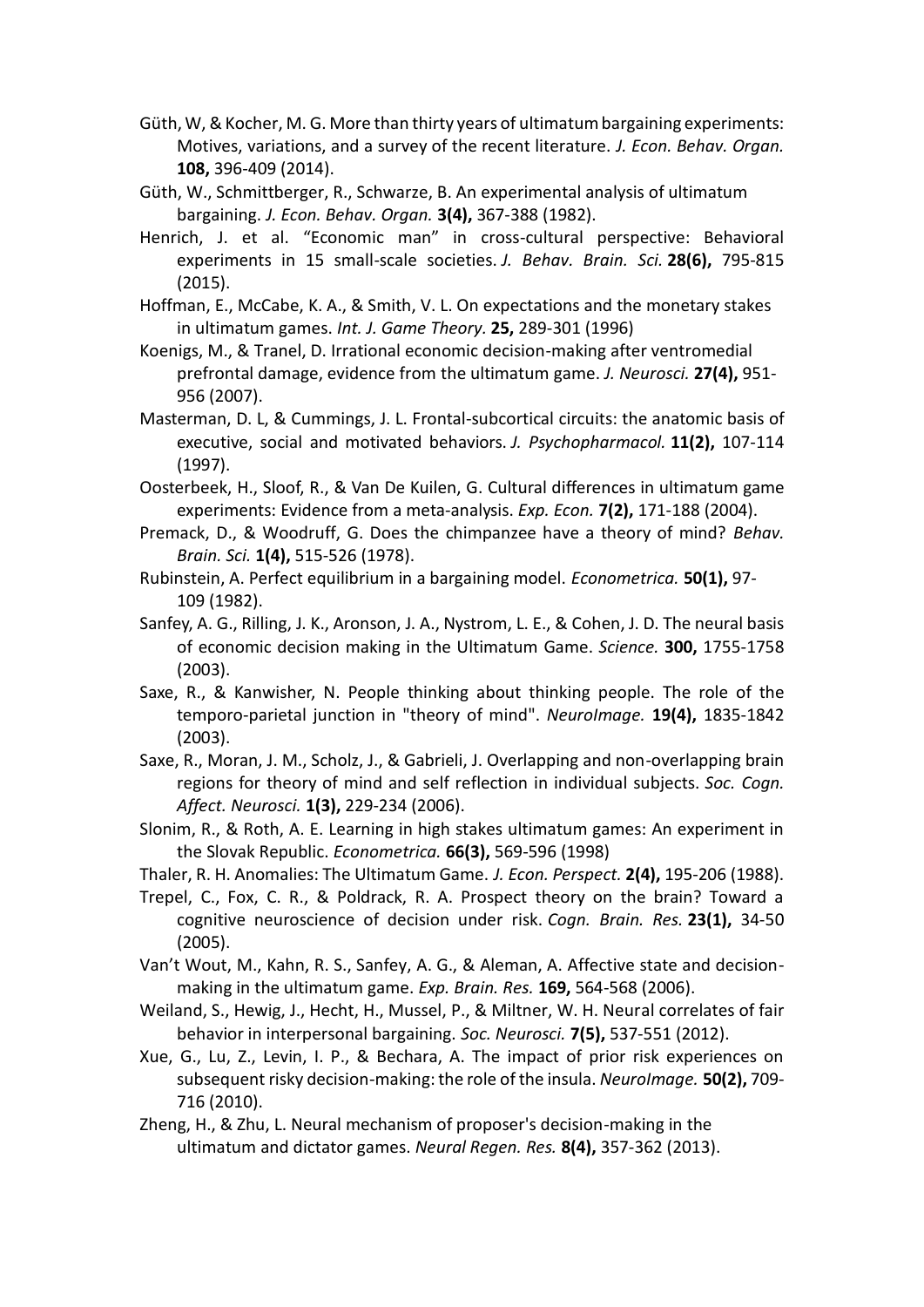Güth, W, & Kocher, M. G. More than thirty years of ultimatum bargaining experiments: Motives, variations, and a survey of the recent literature. *J. Econ. Behav. Organ.* **108,** 396-409 (2014).

Güth, W., Schmittberger, R., Schwarze, B. An experimental analysis of ultimatum bargaining. *J. Econ. Behav. Organ.* **3(4),** 367-388 (1982).

Henrich, J. et al. "Economic man" in cross-cultural perspective: Behavioral experiments in 15 small-scale societies. *J. Behav. Brain. Sci.* **28(6),** 795-815 (2015).

Hoffman, E., McCabe, K. A., & Smith, V. L. On expectations and the monetary stakes in ultimatum games. *Int. J. Game Theory.* **25,** 289-301 (1996)

Koenigs, M., & Tranel, D. Irrational economic decision-making after ventromedial prefrontal damage, evidence from the ultimatum game. *J. Neurosci.* **27(4),** 951-956 (2007).

Masterman, D. L, & Cummings, J. L. Frontal-subcortical circuits: the anatomic basis of executive, social and motivated behaviors. *J. Psychopharmacol.* **11(2),** 107-114 (1997).

Oosterbeek, H., Sloof, R., & Van De Kuilen, G. Cultural differences in ultimatum game experiments: Evidence from a meta-analysis. *Exp. Econ.* **7(2),** 171-188 (2004).

Premack, D., & Woodruff, G. Does the chimpanzee have a theory of mind? *Behav. Brain. Sci.* **1(4),** 515-526 (1978).

Rubinstein, A. Perfect equilibrium in a bargaining model. *Econometrica.* **50(1),** 97-109 (1982).

Sanfey, A. G., Rilling, J. K., Aronson, J. A., Nystrom, L. E., & Cohen, J. D. The neural basis of economic decision making in the Ultimatum Game. *Science.* **300,** 1755-1758 (2003).

Saxe, R., & Kanwisher, N. People thinking about thinking people. The role of the temporo-parietal junction in "theory of mind". *NeuroImage.* **19(4),** 1835-1842 (2003).

Saxe, R., Moran, J. M., Scholz, J., & Gabrieli, J. Overlapping and non-overlapping brain regions for theory of mind and self reflection in individual subjects. *Soc. Cogn. Affect. Neurosci.* **1(3),** 229-234 (2006).

Slonim, R., & Roth, A. E. Learning in high stakes ultimatum games: An experiment in the Slovak Republic. *Econometrica.* **66(3),** 569-596 (1998)

Thaler, R. H. Anomalies: The Ultimatum Game. *J. Econ. Perspect.* **2(4),** 195-206 (1988).

Trepel, C., Fox, C. R., & Poldrack, R. A. Prospect theory on the brain? Toward a cognitive neuroscience of decision under risk. *Cogn. Brain. Res.* **23(1),** 34-50 (2005).

Van't Wout, M., Kahn, R. S., Sanfey, A. G., & Aleman, A. Affective state and decision-making in the ultimatum game. *Exp. Brain. Res.* **169,** 564-568 (2006).

Weiland, S., Hewig, J., Hecht, H., Mussel, P., & Miltner, W. H. Neural correlates of fair behavior in interpersonal bargaining. *Soc. Neurosci.* **7(5),** 537-551 (2012).

Xue, G., Lu, Z., Levin, I. P., & Bechara, A. The impact of prior risk experiences on subsequent risky decision-making: the role of the insula. *NeuroImage.* **50(2),** 709-716 (2010).

Zheng, H., & Zhu, L. Neural mechanism of proposer's decision-making in the ultimatum and dictator games. *Neural Regen. Res.* **8(4),** 357-362 (2013).